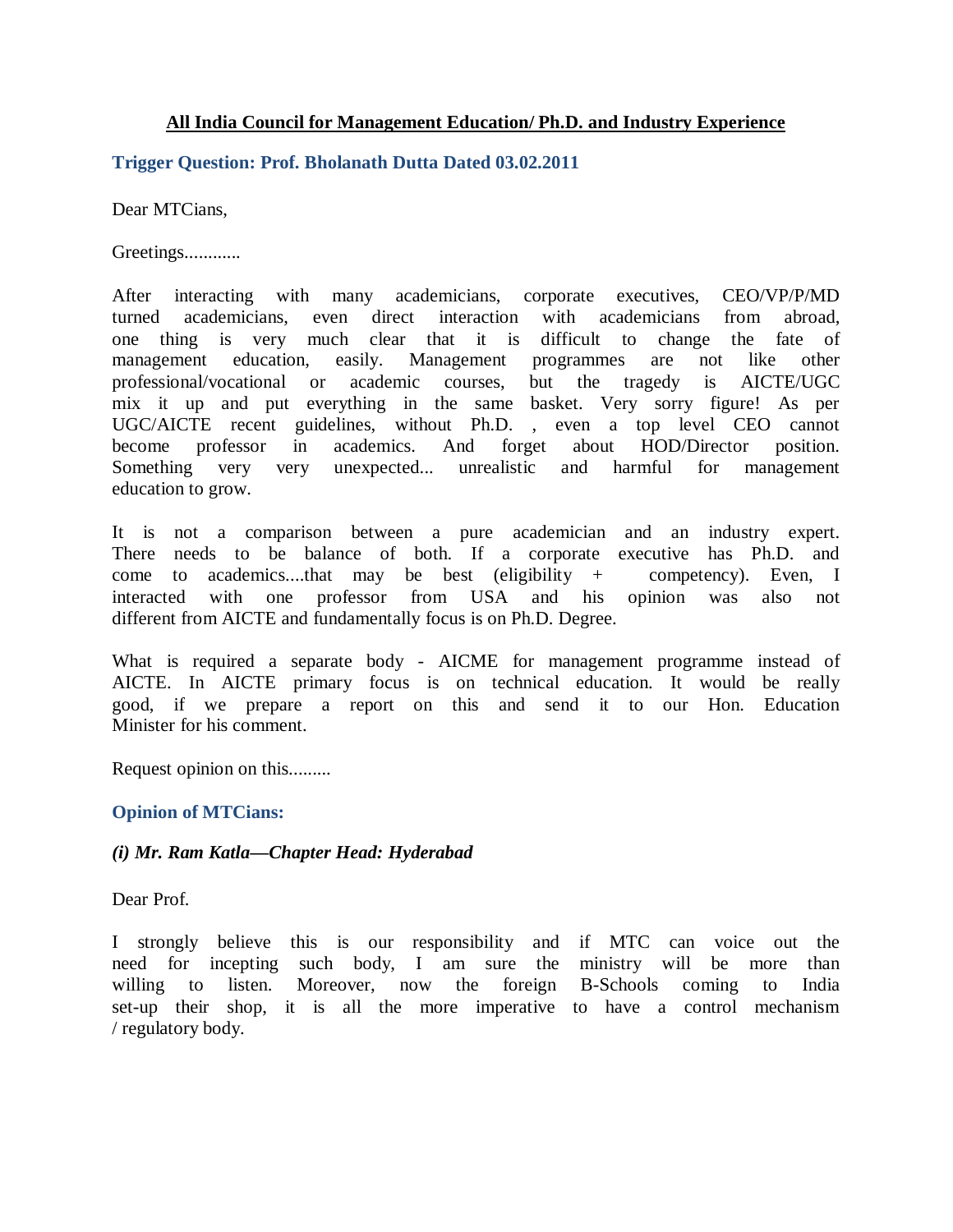# All India Council for Management Education/ Ph.D. and Industry Experience

## Trigger Question: Prof. Bholanath Dutta Dated 03.02.2011

Dear MTCians,

Greetings............

After interacting with many academicians, corporate executives, CEO/VP/P/MD turned academicians, even direct interaction with academicians from abroad, one thing is very much clear that it is difficult to change the fate of management education, easily. Management programmes are not like other professional/vocational or academic courses, but the tragedy is AICTE/UGC mix it up and put everything in the same basket. Very sorry figure! As per UGC/AICTE recent guidelines, without Ph.D. , even a top level CEO cannot become professor in academics. And forget about HOD/Director position. Something very very unexpected... unrealistic and harmful for management education to grow.

It is not a comparison between a pure academician and an industry expert. There needs to be balance of both. If a corporate executive has Ph.D. and come to academics....that may be best (eligibility + competency). Even, I interacted with one professor from USA and his opinion was also not different from AICTE and fundamentally focus is on Ph.D. Degree.

What is required a separate body - AICME for management programme instead of AICTE. In AICTE primary focus is on technical education. It would be really good, if we prepare a report on this and send it to our Hon. Education Minister for his comment.

Request opinion on this.........

## Opinion of MTCians:

### *(i) Mr. Ram Katla—Chapter Head: Hyderabad*

Dear Prof.

I strongly believe this is our responsibility and if MTC can voice out the need for incepting such body, I am sure the ministry will be more than willing to listen. Moreover, now the foreign B-Schools coming to India set-up their shop, it is all the more imperative to have a control mechanism / regulatory body.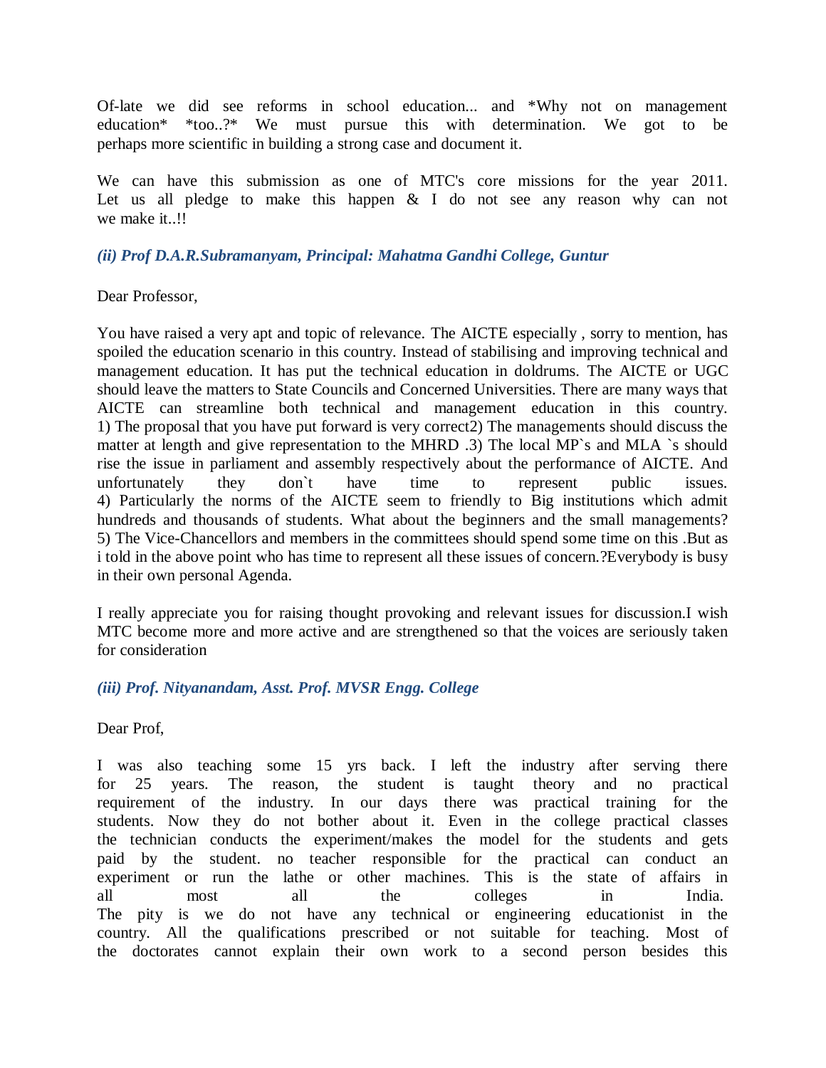Of-late we did see reforms in school education... and *Why not on management education* *too..?* We must pursue this with determination. We got to be perhaps more scientific in building a strong case and document it.

We can have this submission as one of MTC's core missions for the year 2011. Let us all pledge to make this happen & I do not see any reason why can not we make it..!!

### *(ii) Prof D.A.R.Subramanyam, Principal: Mahatma Gandhi College, Guntur*

Dear Professor,

You have raised a very apt and topic of relevance. The AICTE especially , sorry to mention, has spoiled the education scenario in this country. Instead of stabilising and improving technical and management education. It has put the technical education in doldrums. The AICTE or UGC should leave the matters to State Councils and Concerned Universities. There are many ways that AICTE can streamline both technical and management education in this country. 1) The proposal that you have put forward is very correct2) The managements should discuss the matter at length and give representation to the MHRD .3) The local MP`s and MLA `s should rise the issue in parliament and assembly respectively about the performance of AICTE. And unfortunately they don`t have time to represent public issues. 4) Particularly the norms of the AICTE seem to friendly to Big institutions which admit hundreds and thousands of students. What about the beginners and the small managements? 5) The Vice-Chancellors and members in the committees should spend some time on this .But as i told in the above point who has time to represent all these issues of concern.?Everybody is busy in their own personal Agenda.

I really appreciate you for raising thought provoking and relevant issues for discussion.I wish MTC become more and more active and are strengthened so that the voices are seriously taken for consideration

### *(iii) Prof. Nityanandam, Asst. Prof. MVSR Engg. College*

Dear Prof,

I was also teaching some 15 yrs back. I left the industry after serving there for 25 years. The reason, the student is taught theory and no practical requirement of the industry. In our days there was practical training for the students. Now they do not bother about it. Even in the college practical classes the technician conducts the experiment/makes the model for the students and gets paid by the student. no teacher responsible for the practical can conduct an experiment or run the lathe or other machines. This is the state of affairs in all most all the colleges in India. The pity is we do not have any technical or engineering educationist in the country. All the qualifications prescribed or not suitable for teaching. Most of the doctorates cannot explain their own work to a second person besides this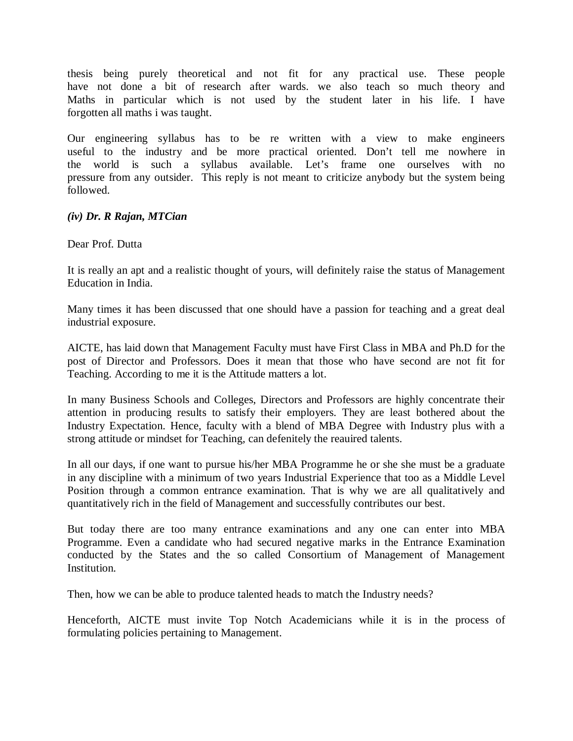thesis being purely theoretical and not fit for any practical use. These people have not done a bit of research after wards. we also teach so much theory and Maths in particular which is not used by the student later in his life. I have forgotten all maths i was taught.

Our engineering syllabus has to be re written with a view to make engineers useful to the industry and be more practical oriented. Don't tell me nowhere in the world is such a syllabus available. Let's frame one ourselves with no pressure from any outsider. This reply is not meant to criticize anybody but the system being followed.

***(iv) Dr. R Rajan, MTCian***

Dear Prof. Dutta

It is really an apt and a realistic thought of yours, will definitely raise the status of Management Education in India.

Many times it has been discussed that one should have a passion for teaching and a great deal industrial exposure.

AICTE, has laid down that Management Faculty must have First Class in MBA and Ph.D for the post of Director and Professors. Does it mean that those who have second are not fit for Teaching. According to me it is the Attitude matters a lot.

In many Business Schools and Colleges, Directors and Professors are highly concentrate their attention in producing results to satisfy their employers. They are least bothered about the Industry Expectation. Hence, faculty with a blend of MBA Degree with Industry plus with a strong attitude or mindset for Teaching, can defenitely the reauired talents.

In all our days, if one want to pursue his/her MBA Programme he or she she must be a graduate in any discipline with a minimum of two years Industrial Experience that too as a Middle Level Position through a common entrance examination. That is why we are all qualitatively and quantitatively rich in the field of Management and successfully contributes our best.

But today there are too many entrance examinations and any one can enter into MBA Programme. Even a candidate who had secured negative marks in the Entrance Examination conducted by the States and the so called Consortium of Management of Management Institution.

Then, how we can be able to produce talented heads to match the Industry needs?

Henceforth, AICTE must invite Top Notch Academicians while it is in the process of formulating policies pertaining to Management.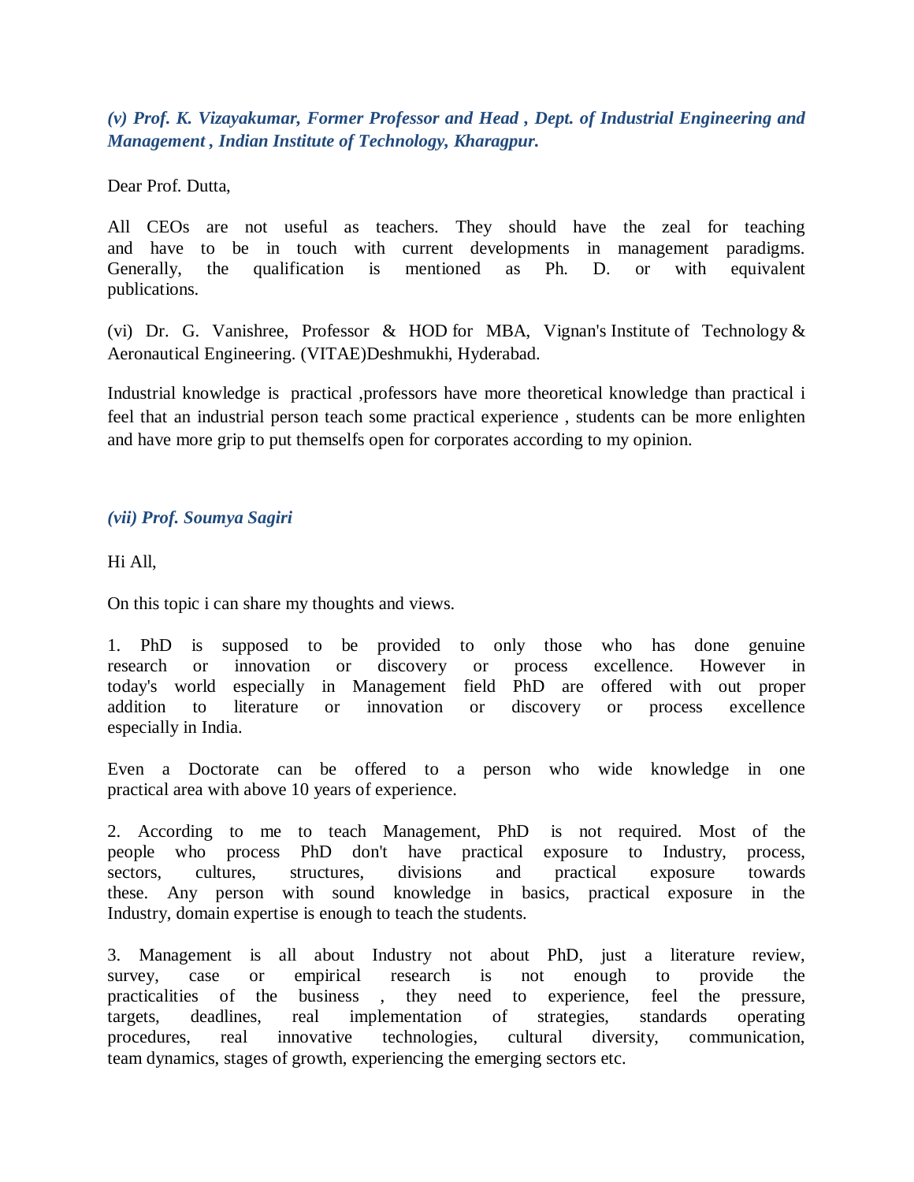***(v) Prof. K. Vizayakumar, Former Professor and Head , Dept. of Industrial Engineering and Management , Indian Institute of Technology, Kharagpur.***

Dear Prof. Dutta,

All CEOs are not useful as teachers. They should have the zeal for teaching and have to be in touch with current developments in management paradigms. Generally, the qualification is mentioned as Ph. D. or with equivalent publications.

(vi) Dr. G. Vanishree, Professor & HOD for MBA, Vignan's Institute of Technology & Aeronautical Engineering. (VITAE)Deshmukhi, Hyderabad.

Industrial knowledge is practical ,professors have more theoretical knowledge than practical i feel that an industrial person teach some practical experience , students can be more enlighten and have more grip to put themselfs open for corporates according to my opinion.

***(vii) Prof. Soumya Sagiri***

Hi All,

On this topic i can share my thoughts and views.

1. PhD is supposed to be provided to only those who has done genuine research or innovation or discovery or process excellence. However in today's world especially in Management field PhD are offered with out proper addition to literature or innovation or discovery or process excellence especially in India.

Even a Doctorate can be offered to a person who wide knowledge in one practical area with above 10 years of experience.

2. According to me to teach Management, PhD is not required. Most of the people who process PhD don't have practical exposure to Industry, process, sectors, cultures, structures, divisions and practical exposure towards these. Any person with sound knowledge in basics, practical exposure in the Industry, domain expertise is enough to teach the students.

3. Management is all about Industry not about PhD, just a literature review, survey, case or empirical research is not enough to provide the practicalities of the business , they need to experience, feel the pressure, targets, deadlines, real implementation of strategies, standards operating procedures, real innovative technologies, cultural diversity, communication, team dynamics, stages of growth, experiencing the emerging sectors etc.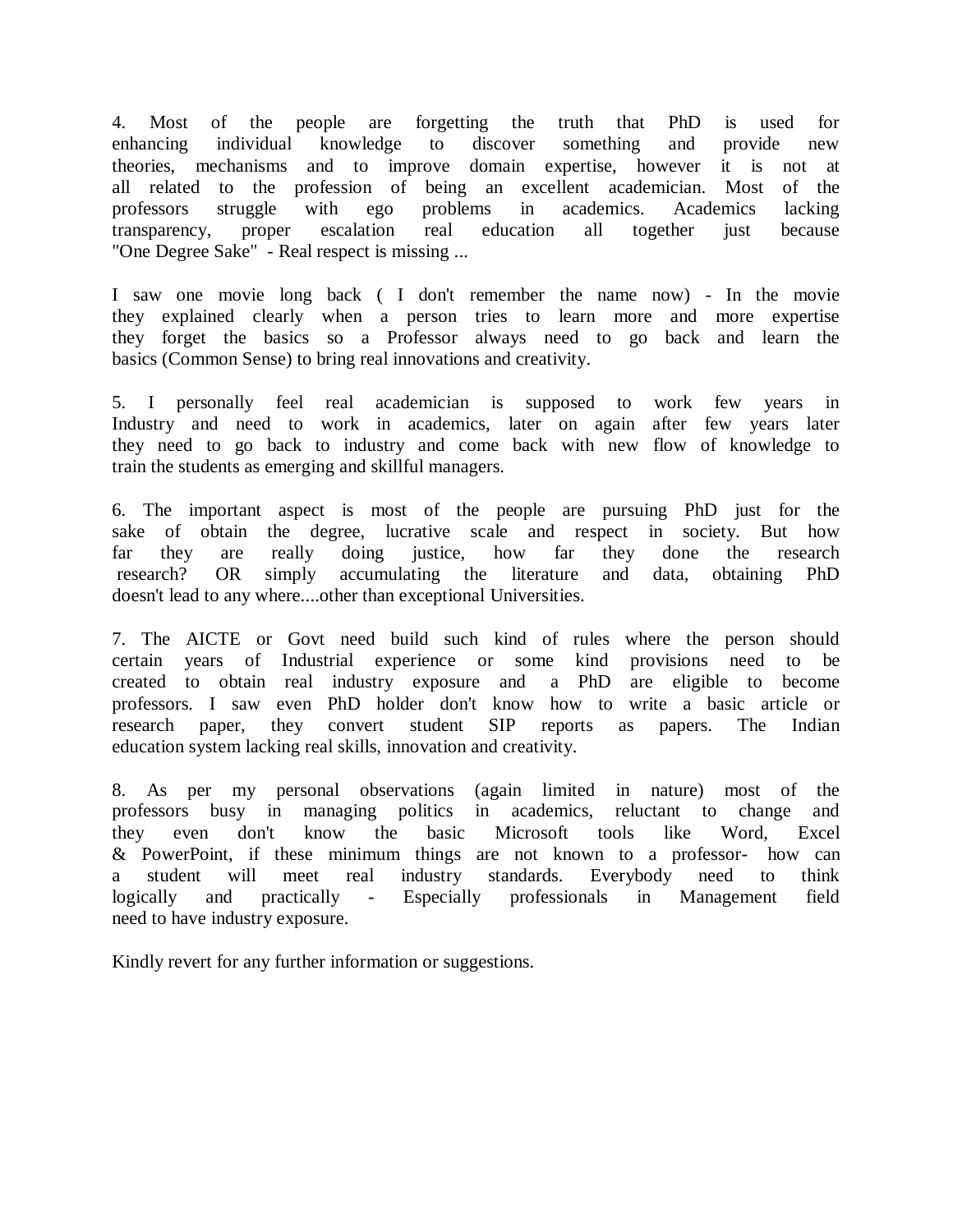4. Most of the people are forgetting the truth that PhD is used for enhancing individual knowledge to discover something and provide new theories, mechanisms and to improve domain expertise, however it is not at all related to the profession of being an excellent academician. Most of the professors struggle with ego problems in academics. Academics lacking transparency, proper escalation real education all together just because "One Degree Sake" - Real respect is missing ...

I saw one movie long back ( I don't remember the name now) - In the movie they explained clearly when a person tries to learn more and more expertise they forget the basics so a Professor always need to go back and learn the basics (Common Sense) to bring real innovations and creativity.

5. I personally feel real academician is supposed to work few years in Industry and need to work in academics, later on again after few years later they need to go back to industry and come back with new flow of knowledge to train the students as emerging and skillful managers.

6. The important aspect is most of the people are pursuing PhD just for the sake of obtain the degree, lucrative scale and respect in society. But how far they are really doing justice, how far they done the research research? OR simply accumulating the literature and data, obtaining PhD doesn't lead to any where....other than exceptional Universities.

7. The AICTE or Govt need build such kind of rules where the person should certain years of Industrial experience or some kind provisions need to be created to obtain real industry exposure and a PhD are eligible to become professors. I saw even PhD holder don't know how to write a basic article or research paper, they convert student SIP reports as papers. The Indian education system lacking real skills, innovation and creativity.

8. As per my personal observations (again limited in nature) most of the professors busy in managing politics in academics, reluctant to change and they even don't know the basic Microsoft tools like Word, Excel & PowerPoint, if these minimum things are not known to a professor- how can a student will meet real industry standards. Everybody need to think logically and practically - Especially professionals in Management field need to have industry exposure.

Kindly revert for any further information or suggestions.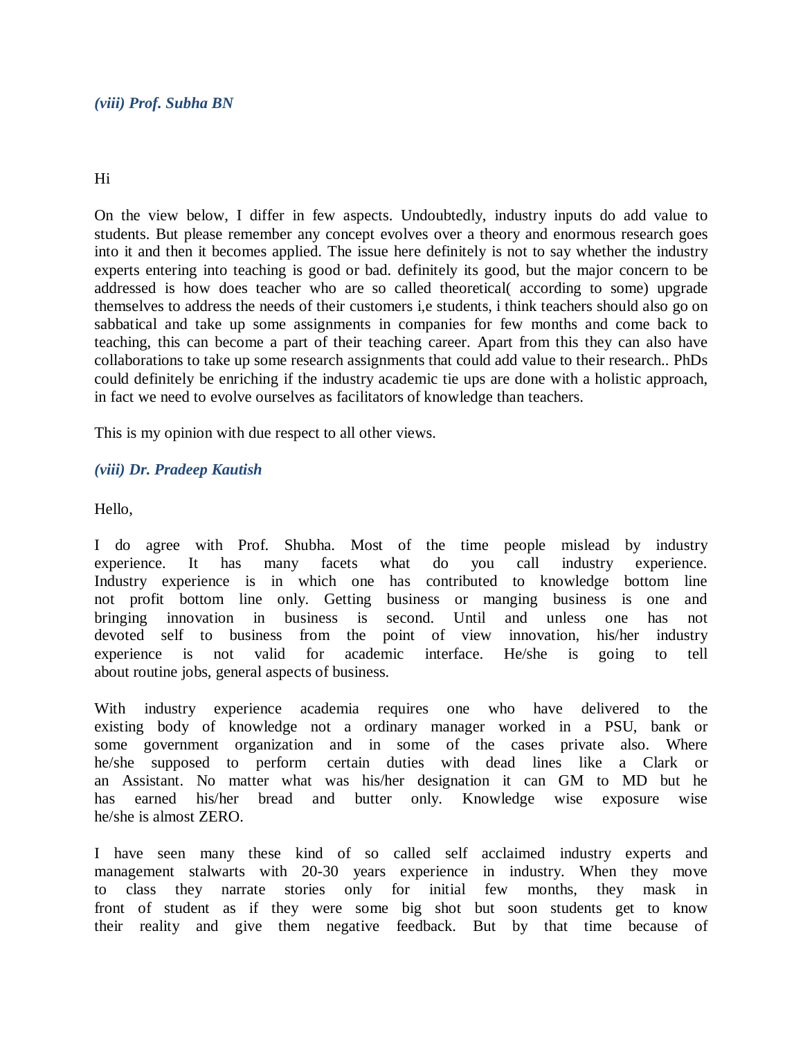### *(viii) Prof. Subha BN*

Hi

On the view below, I differ in few aspects. Undoubtedly, industry inputs do add value to students. But please remember any concept evolves over a theory and enormous research goes into it and then it becomes applied. The issue here definitely is not to say whether the industry experts entering into teaching is good or bad. definitely its good, but the major concern to be addressed is how does teacher who are so called theoretical( according to some) upgrade themselves to address the needs of their customers i,e students, i think teachers should also go on sabbatical and take up some assignments in companies for few months and come back to teaching, this can become a part of their teaching career. Apart from this they can also have collaborations to take up some research assignments that could add value to their research.. PhDs could definitely be enriching if the industry academic tie ups are done with a holistic approach, in fact we need to evolve ourselves as facilitators of knowledge than teachers.

This is my opinion with due respect to all other views.

### *(viii) Dr. Pradeep Kautish*

Hello,

I do agree with Prof. Shubha. Most of the time people mislead by industry experience. It has many facets what do you call industry experience. Industry experience is in which one has contributed to knowledge bottom line not profit bottom line only. Getting business or manging business is one and bringing innovation in business is second. Until and unless one has not devoted self to business from the point of view innovation, his/her industry experience is not valid for academic interface. He/she is going to tell about routine jobs, general aspects of business.

With industry experience academia requires one who have delivered to the existing body of knowledge not a ordinary manager worked in a PSU, bank or some government organization and in some of the cases private also. Where he/she supposed to perform certain duties with dead lines like a Clark or an Assistant. No matter what was his/her designation it can GM to MD but he has earned his/her bread and butter only. Knowledge wise exposure wise he/she is almost ZERO.

I have seen many these kind of so called self acclaimed industry experts and management stalwarts with 20-30 years experience in industry. When they move to class they narrate stories only for initial few months, they mask in front of student as if they were some big shot but soon students get to know their reality and give them negative feedback. But by that time because of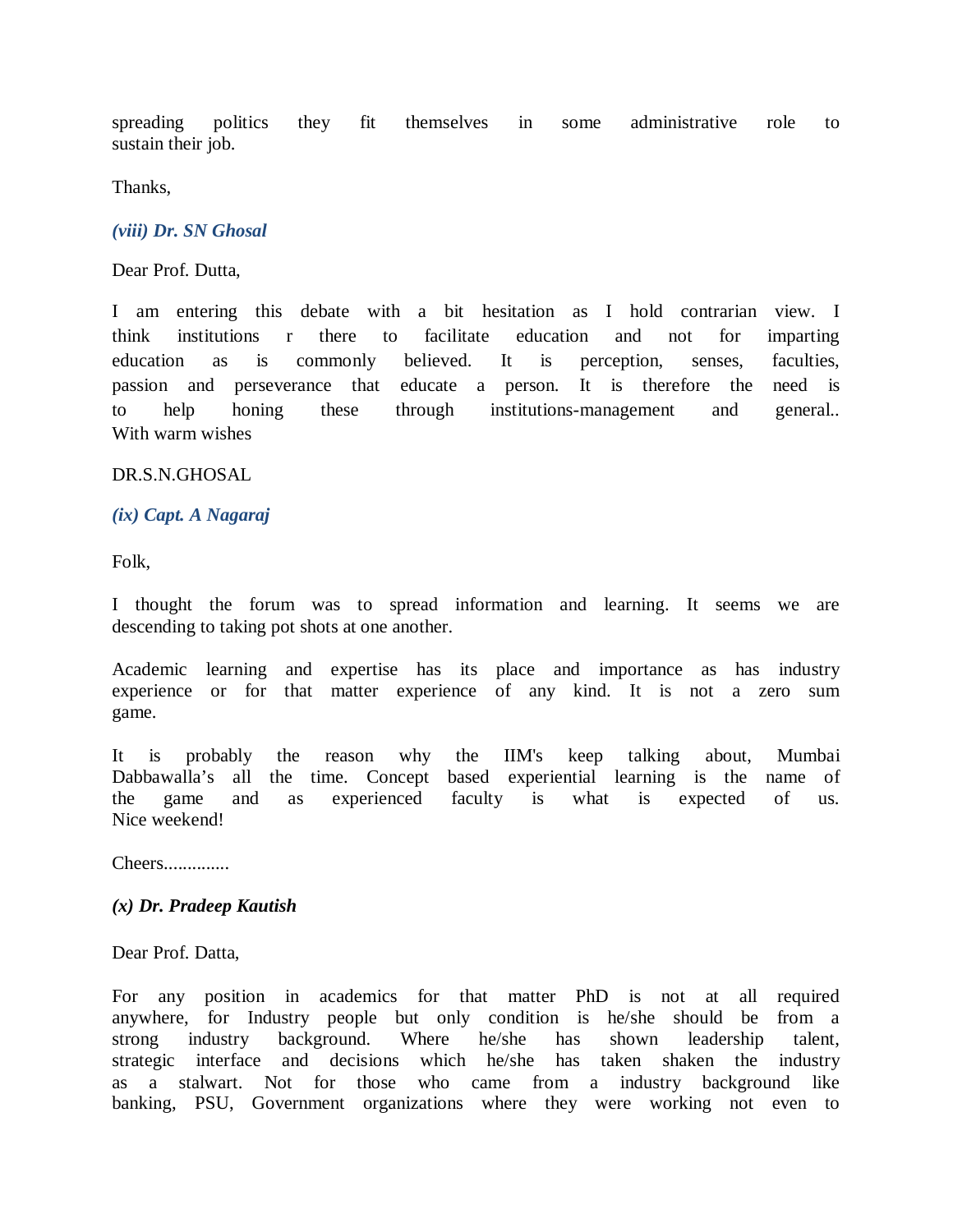spreading politics they fit themselves in some administrative role to sustain their job.

Thanks,

### *(viii) Dr. SN Ghosal*

Dear Prof. Dutta,

I am entering this debate with a bit hesitation as I hold contrarian view. I think institutions r there to facilitate education and not for imparting education as is commonly believed. It is perception, senses, faculties, passion and perseverance that educate a person. It is therefore the need is to help honing these through institutions-management and general.. With warm wishes

DR.S.N.GHOSAL

### *(ix) Capt. A Nagaraj*

Folk,

I thought the forum was to spread information and learning. It seems we are descending to taking pot shots at one another.

Academic learning and expertise has its place and importance as has industry experience or for that matter experience of any kind. It is not a zero sum game.

It is probably the reason why the IIM's keep talking about, Mumbai Dabbawalla's all the time. Concept based experiential learning is the name of the game and as experienced faculty is what is expected of us. Nice weekend!

Cheers.............

### *(x) Dr. Pradeep Kautish*

Dear Prof. Datta,

For any position in academics for that matter PhD is not at all required anywhere, for Industry people but only condition is he/she should be from a strong industry background. Where he/she has shown leadership talent, strategic interface and decisions which he/she has taken shaken the industry as a stalwart. Not for those who came from a industry background like banking, PSU, Government organizations where they were working not even to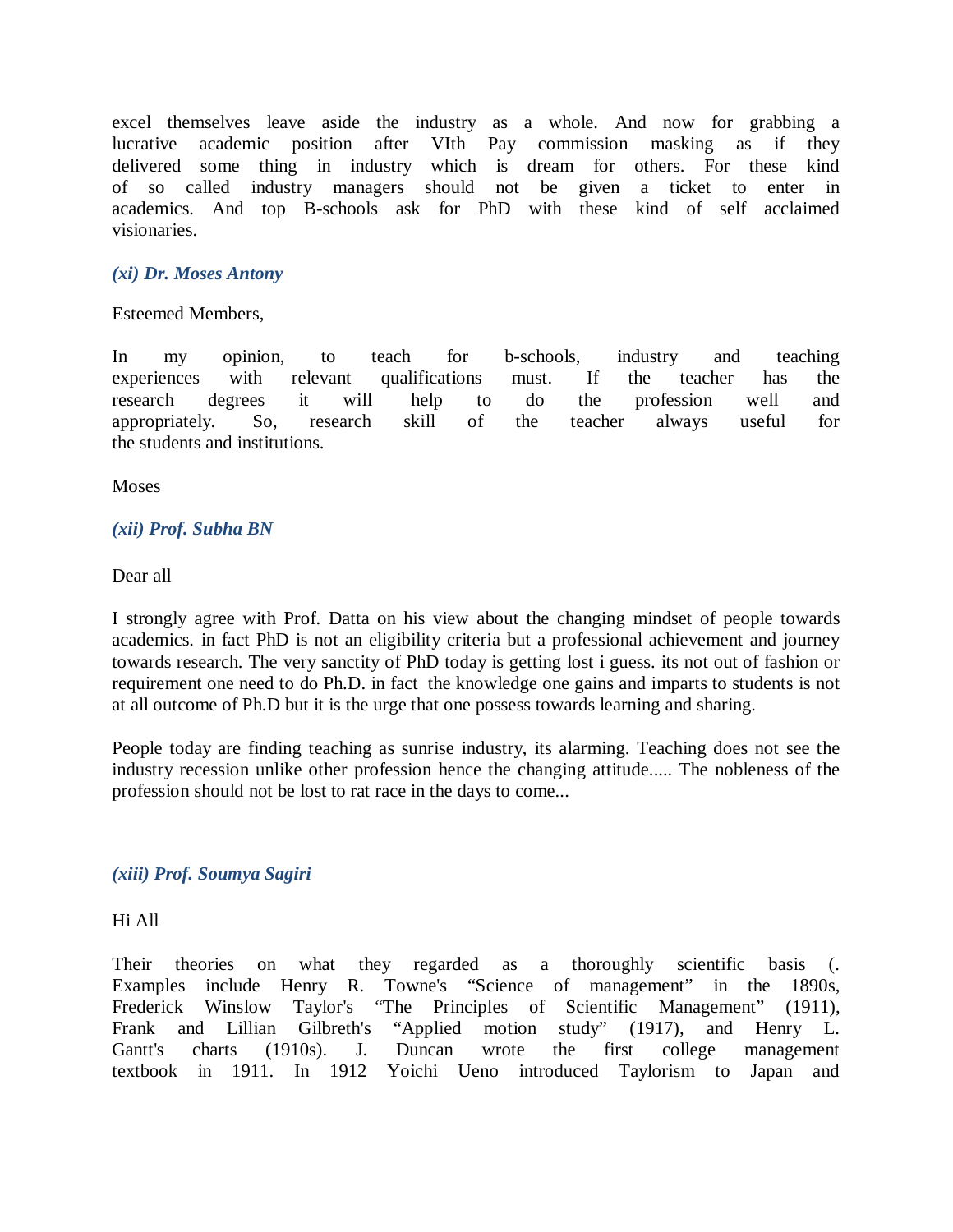excel themselves leave aside the industry as a whole. And now for grabbing a lucrative academic position after VIth Pay commission masking as if they delivered some thing in industry which is dream for others. For these kind of so called industry managers should not be given a ticket to enter in academics. And top B-schools ask for PhD with these kind of self acclaimed visionaries.

### *(xi) Dr. Moses Antony*

Esteemed Members,

In my opinion, to teach for b-schools, industry and teaching experiences with relevant qualifications must. If the teacher has the research degrees it will help to do the profession well and appropriately. So, research skill of the teacher always useful for the students and institutions.

Moses

### *(xii) Prof. Subha BN*

Dear all

I strongly agree with Prof. Datta on his view about the changing mindset of people towards academics. in fact PhD is not an eligibility criteria but a professional achievement and journey towards research. The very sanctity of PhD today is getting lost i guess. its not out of fashion or requirement one need to do Ph.D. in fact the knowledge one gains and imparts to students is not at all outcome of Ph.D but it is the urge that one possess towards learning and sharing.

People today are finding teaching as sunrise industry, its alarming. Teaching does not see the industry recession unlike other profession hence the changing attitude..... The nobleness of the profession should not be lost to rat race in the days to come...

### *(xiii) Prof. Soumya Sagiri*

Hi All

Their theories on what they regarded as a thoroughly scientific basis (. Examples include Henry R. Towne's "Science of management" in the 1890s, Frederick Winslow Taylor's "The Principles of Scientific Management" (1911), Frank and Lillian Gilbreth's "Applied motion study" (1917), and Henry L. Gantt's charts (1910s). J. Duncan wrote the first college management textbook in 1911. In 1912 Yoichi Ueno introduced Taylorism to Japan and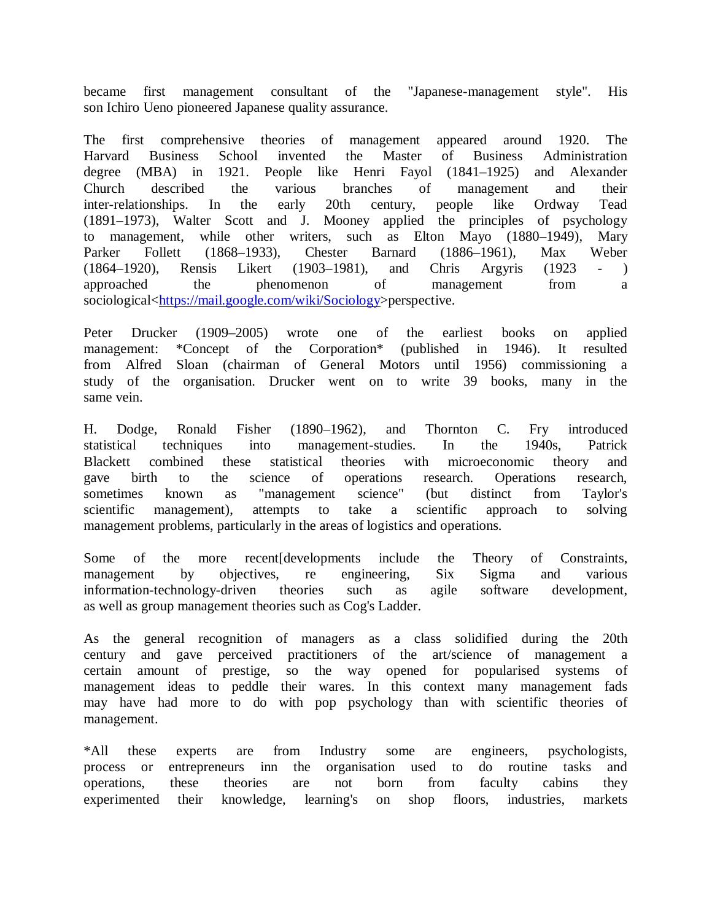became first management consultant of the "Japanese-management style". His son Ichiro Ueno pioneered Japanese quality assurance.

The first comprehensive theories of management appeared around 1920. The Harvard Business School invented the Master of Business Administration degree (MBA) in 1921. People like Henri Fayol (1841–1925) and Alexander Church described the various branches of management and their inter-relationships. In the early 20th century, people like Ordway Tead (1891–1973), Walter Scott and J. Mooney applied the principles of psychology to management, while other writers, such as Elton Mayo (1880–1949), Mary Parker Follett (1868–1933), Chester Barnard (1886–1961), Max Weber (1864–1920), Rensis Likert (1903–1981), and Chris Argyris (1923 - ) approached the phenomenon of management from a sociological<https://mail.google.com/wiki/Sociology>perspective.

Peter Drucker (1909–2005) wrote one of the earliest books on applied management: *Concept of the Corporation* (published in 1946). It resulted from Alfred Sloan (chairman of General Motors until 1956) commissioning a study of the organisation. Drucker went on to write 39 books, many in the same vein.

H. Dodge, Ronald Fisher (1890–1962), and Thornton C. Fry introduced statistical techniques into management-studies. In the 1940s, Patrick Blackett combined these statistical theories with microeconomic theory and gave birth to the science of operations research. Operations research, sometimes known as "management science" (but distinct from Taylor's scientific management), attempts to take a scientific approach to solving management problems, particularly in the areas of logistics and operations.

Some of the more recent[developments include the Theory of Constraints, management by objectives, re engineering, Six Sigma and various information-technology-driven theories such as agile software development, as well as group management theories such as Cog's Ladder.

As the general recognition of managers as a class solidified during the 20th century and gave perceived practitioners of the art/science of management a certain amount of prestige, so the way opened for popularised systems of management ideas to peddle their wares. In this context many management fads may have had more to do with pop psychology than with scientific theories of management.

*All these experts are from Industry some are engineers, psychologists, process or entrepreneurs inn the organisation used to do routine tasks and operations, these theories are not born from faculty cabins they experimented their knowledge, learning's on shop floors, industries, markets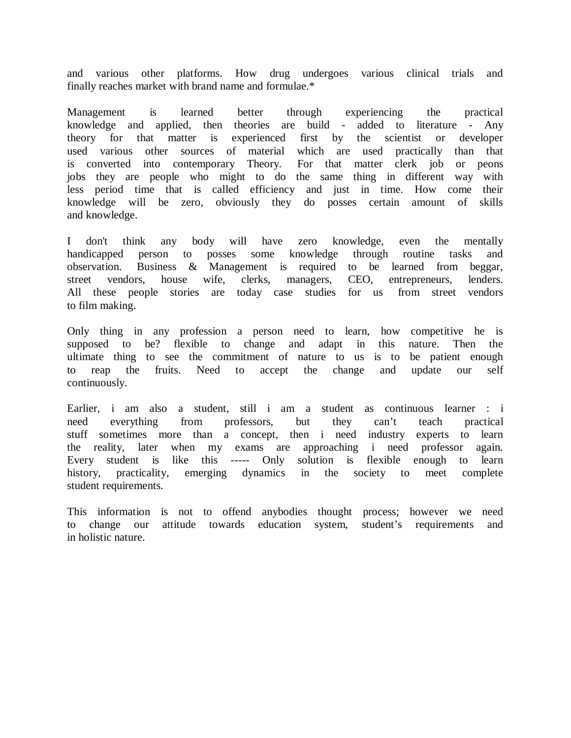and various other platforms. How drug undergoes various clinical trials and finally reaches market with brand name and formulae.*

Management is learned better through experiencing the practical knowledge and applied, then theories are build - added to literature - Any theory for that matter is experienced first by the scientist or developer used various other sources of material which are used practically than that is converted into contemporary Theory. For that matter clerk job or peons jobs they are people who might to do the same thing in different way with less period time that is called efficiency and just in time. How come their knowledge will be zero, obviously they do posses certain amount of skills and knowledge.

I don't think any body will have zero knowledge, even the mentally handicapped person to posses some knowledge through routine tasks and observation. Business & Management is required to be learned from beggar, street vendors, house wife, clerks, managers, CEO, entrepreneurs, lenders. All these people stories are today case studies for us from street vendors to film making.

Only thing in any profession a person need to learn, how competitive he is supposed to be? flexible to change and adapt in this nature. Then the ultimate thing to see the commitment of nature to us is to be patient enough to reap the fruits. Need to accept the change and update our self continuously.

Earlier, i am also a student, still i am a student as continuous learner : i need everything from professors, but they can't teach practical stuff sometimes more than a concept, then i need industry experts to learn the reality, later when my exams are approaching i need professor again. Every student is like this ----- Only solution is flexible enough to learn history, practicality, emerging dynamics in the society to meet complete student requirements.

This information is not to offend anybodies thought process; however we need to change our attitude towards education system, student's requirements and in holistic nature.